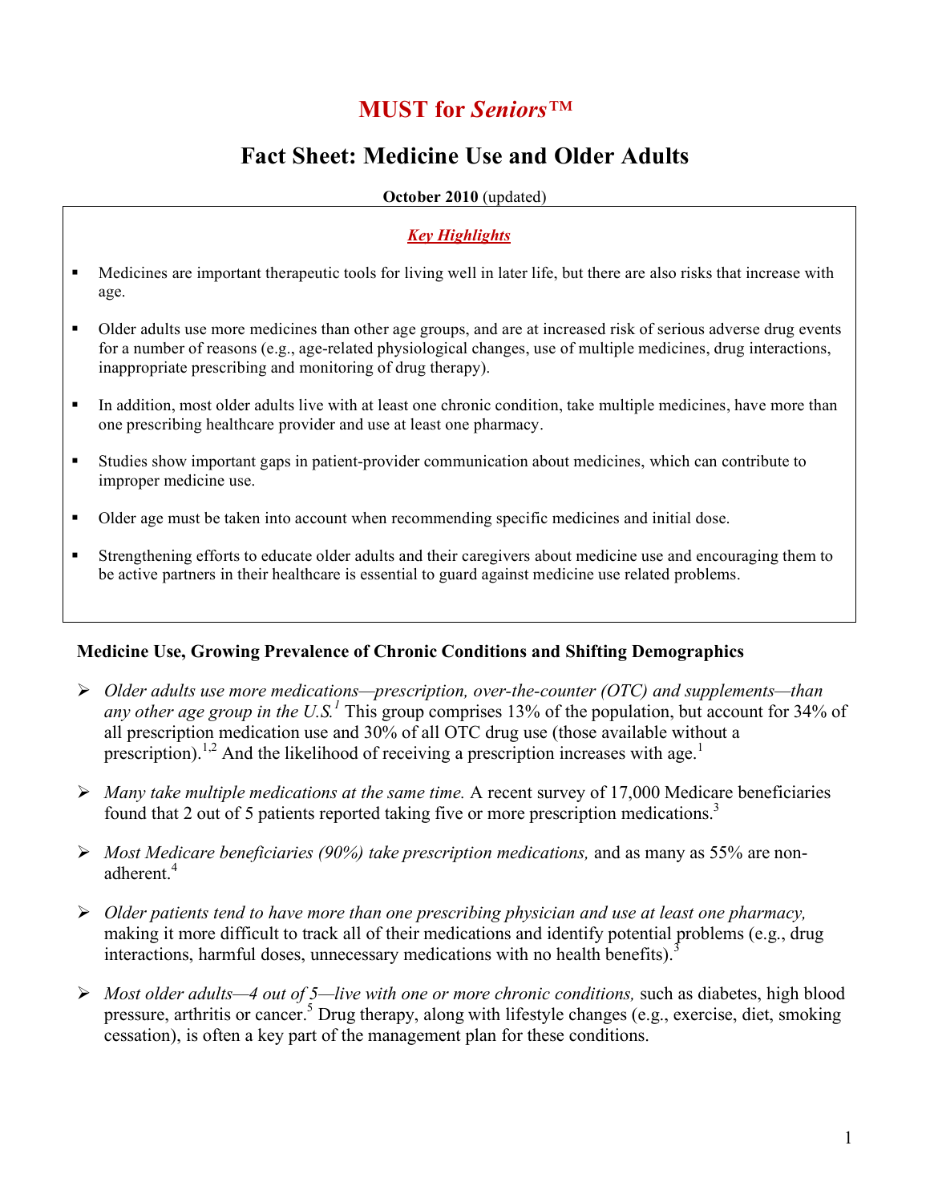# MUST for *Seniors*™

## Fact Sheet: Medicine Use and Older Adults

**October 2010** (updated)

***Key Highlights***

- Medicines are important therapeutic tools for living well in later life, but there are also risks that increase with age.
- Older adults use more medicines than other age groups, and are at increased risk of serious adverse drug events for a number of reasons (e.g., age-related physiological changes, use of multiple medicines, drug interactions, inappropriate prescribing and monitoring of drug therapy).
- In addition, most older adults live with at least one chronic condition, take multiple medicines, have more than one prescribing healthcare provider and use at least one pharmacy.
- Studies show important gaps in patient-provider communication about medicines, which can contribute to improper medicine use.
- Older age must be taken into account when recommending specific medicines and initial dose.
- Strengthening efforts to educate older adults and their caregivers about medicine use and encouraging them to be active partners in their healthcare is essential to guard against medicine use related problems.

### Medicine Use, Growing Prevalence of Chronic Conditions and Shifting Demographics

- *Older adults use more medications—prescription, over-the-counter (OTC) and supplements—than any other age group in the U.S.*[1] This group comprises 13% of the population, but account for 34% of all prescription medication use and 30% of all OTC drug use (those available without a prescription).[1,2] And the likelihood of receiving a prescription increases with age.[1]
- *Many take multiple medications at the same time.* A recent survey of 17,000 Medicare beneficiaries found that 2 out of 5 patients reported taking five or more prescription medications.[3]
- *Most Medicare beneficiaries (90%) take prescription medications,* and as many as 55% are non-adherent.[4]
- *Older patients tend to have more than one prescribing physician and use at least one pharmacy,* making it more difficult to track all of their medications and identify potential problems (e.g., drug interactions, harmful doses, unnecessary medications with no health benefits).[3]
- *Most older adults—4 out of 5—live with one or more chronic conditions,* such as diabetes, high blood pressure, arthritis or cancer.[5] Drug therapy, along with lifestyle changes (e.g., exercise, diet, smoking cessation), is often a key part of the management plan for these conditions.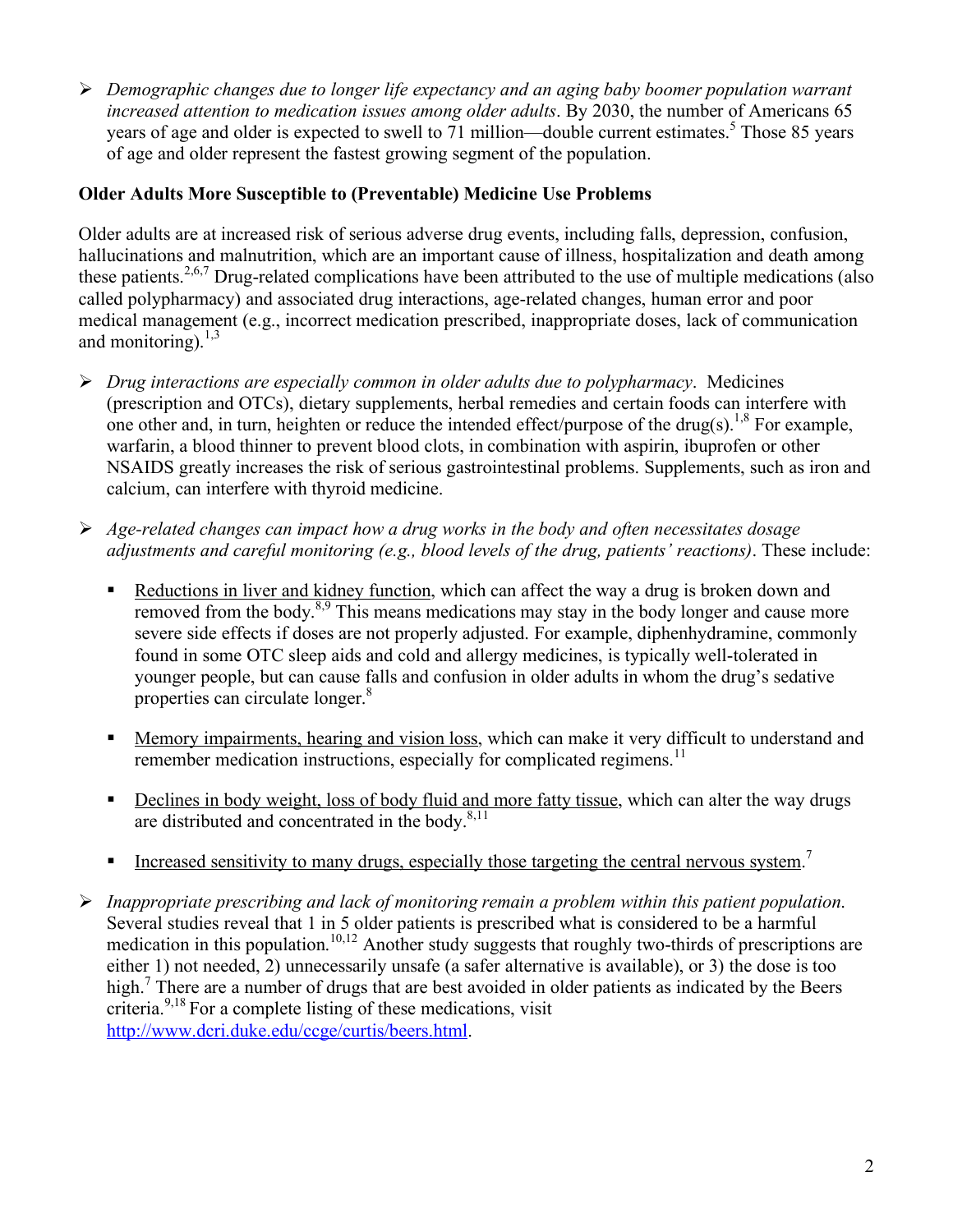- *Demographic changes due to longer life expectancy and an aging baby boomer population warrant increased attention to medication issues among older adults*. By 2030, the number of Americans 65 years of age and older is expected to swell to 71 million—double current estimates.[5] Those 85 years of age and older represent the fastest growing segment of the population.

**Older Adults More Susceptible to (Preventable) Medicine Use Problems**

Older adults are at increased risk of serious adverse drug events, including falls, depression, confusion, hallucinations and malnutrition, which are an important cause of illness, hospitalization and death among these patients.[2,6,7] Drug-related complications have been attributed to the use of multiple medications (also called polypharmacy) and associated drug interactions, age-related changes, human error and poor medical management (e.g., incorrect medication prescribed, inappropriate doses, lack of communication and monitoring).[1,3]

- *Drug interactions are especially common in older adults due to polypharmacy*. Medicines (prescription and OTCs), dietary supplements, herbal remedies and certain foods can interfere with one other and, in turn, heighten or reduce the intended effect/purpose of the drug(s).[1,8] For example, warfarin, a blood thinner to prevent blood clots, in combination with aspirin, ibuprofen or other NSAIDS greatly increases the risk of serious gastrointestinal problems. Supplements, such as iron and calcium, can interfere with thyroid medicine.

- *Age-related changes can impact how a drug works in the body and often necessitates dosage adjustments and careful monitoring (e.g., blood levels of the drug, patients' reactions)*. These include:

  - <u>Reductions in liver and kidney function</u>, which can affect the way a drug is broken down and removed from the body.[8,9] This means medications may stay in the body longer and cause more severe side effects if doses are not properly adjusted. For example, diphenhydramine, commonly found in some OTC sleep aids and cold and allergy medicines, is typically well-tolerated in younger people, but can cause falls and confusion in older adults in whom the drug's sedative properties can circulate longer.[8]

  - <u>Memory impairments, hearing and vision loss</u>, which can make it very difficult to understand and remember medication instructions, especially for complicated regimens.[11]

  - <u>Declines in body weight, loss of body fluid and more fatty tissue</u>, which can alter the way drugs are distributed and concentrated in the body.[8,11]

  - <u>Increased sensitivity to many drugs, especially those targeting the central nervous system</u>.[7]

- *Inappropriate prescribing and lack of monitoring remain a problem within this patient population.* Several studies reveal that 1 in 5 older patients is prescribed what is considered to be a harmful medication in this population.[10,12] Another study suggests that roughly two-thirds of prescriptions are either 1) not needed, 2) unnecessarily unsafe (a safer alternative is available), or 3) the dose is too high.[7] There are a number of drugs that are best avoided in older patients as indicated by the Beers criteria.[9,18] For a complete listing of these medications, visit http://www.dcri.duke.edu/ccge/curtis/beers.html.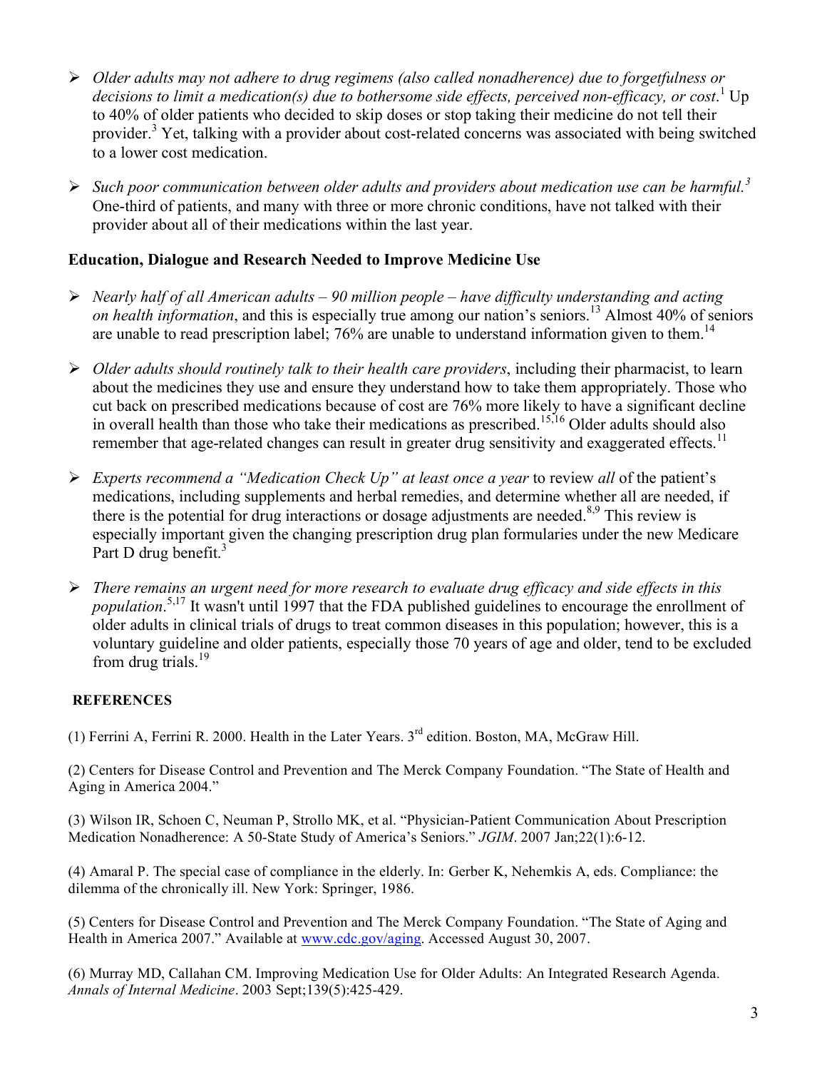- *Older adults may not adhere to drug regimens (also called nonadherence) due to forgetfulness or decisions to limit a medication(s) due to bothersome side effects, perceived non-efficacy, or cost*.[1] Up to 40% of older patients who decided to skip doses or stop taking their medicine do not tell their provider.[3] Yet, talking with a provider about cost-related concerns was associated with being switched to a lower cost medication.

- *Such poor communication between older adults and providers about medication use can be harmful.*[3] One-third of patients, and many with three or more chronic conditions, have not talked with their provider about all of their medications within the last year.

**Education, Dialogue and Research Needed to Improve Medicine Use**

- *Nearly half of all American adults – 90 million people – have difficulty understanding and acting on health information*, and this is especially true among our nation's seniors.[13] Almost 40% of seniors are unable to read prescription label; 76% are unable to understand information given to them.[14]

- *Older adults should routinely talk to their health care providers*, including their pharmacist, to learn about the medicines they use and ensure they understand how to take them appropriately. Those who cut back on prescribed medications because of cost are 76% more likely to have a significant decline in overall health than those who take their medications as prescribed.[15,16] Older adults should also remember that age-related changes can result in greater drug sensitivity and exaggerated effects.[11]

- *Experts recommend a "Medication Check Up" at least once a year* to review *all* of the patient's medications, including supplements and herbal remedies, and determine whether all are needed, if there is the potential for drug interactions or dosage adjustments are needed.[8,9] This review is especially important given the changing prescription drug plan formularies under the new Medicare Part D drug benefit.[3]

- *There remains an urgent need for more research to evaluate drug efficacy and side effects in this population*.[5,17] It wasn't until 1997 that the FDA published guidelines to encourage the enrollment of older adults in clinical trials of drugs to treat common diseases in this population; however, this is a voluntary guideline and older patients, especially those 70 years of age and older, tend to be excluded from drug trials.[19]

**REFERENCES**

(1) Ferrini A, Ferrini R. 2000. Health in the Later Years. 3rd edition. Boston, MA, McGraw Hill.

(2) Centers for Disease Control and Prevention and The Merck Company Foundation. "The State of Health and Aging in America 2004."

(3) Wilson IR, Schoen C, Neuman P, Strollo MK, et al. "Physician-Patient Communication About Prescription Medication Nonadherence: A 50-State Study of America's Seniors." *JGIM*. 2007 Jan;22(1):6-12.

(4) Amaral P. The special case of compliance in the elderly. In: Gerber K, Nehemkis A, eds. Compliance: the dilemma of the chronically ill. New York: Springer, 1986.

(5) Centers for Disease Control and Prevention and The Merck Company Foundation. "The State of Aging and Health in America 2007." Available at www.cdc.gov/aging. Accessed August 30, 2007.

(6) Murray MD, Callahan CM. Improving Medication Use for Older Adults: An Integrated Research Agenda. *Annals of Internal Medicine*. 2003 Sept;139(5):425-429.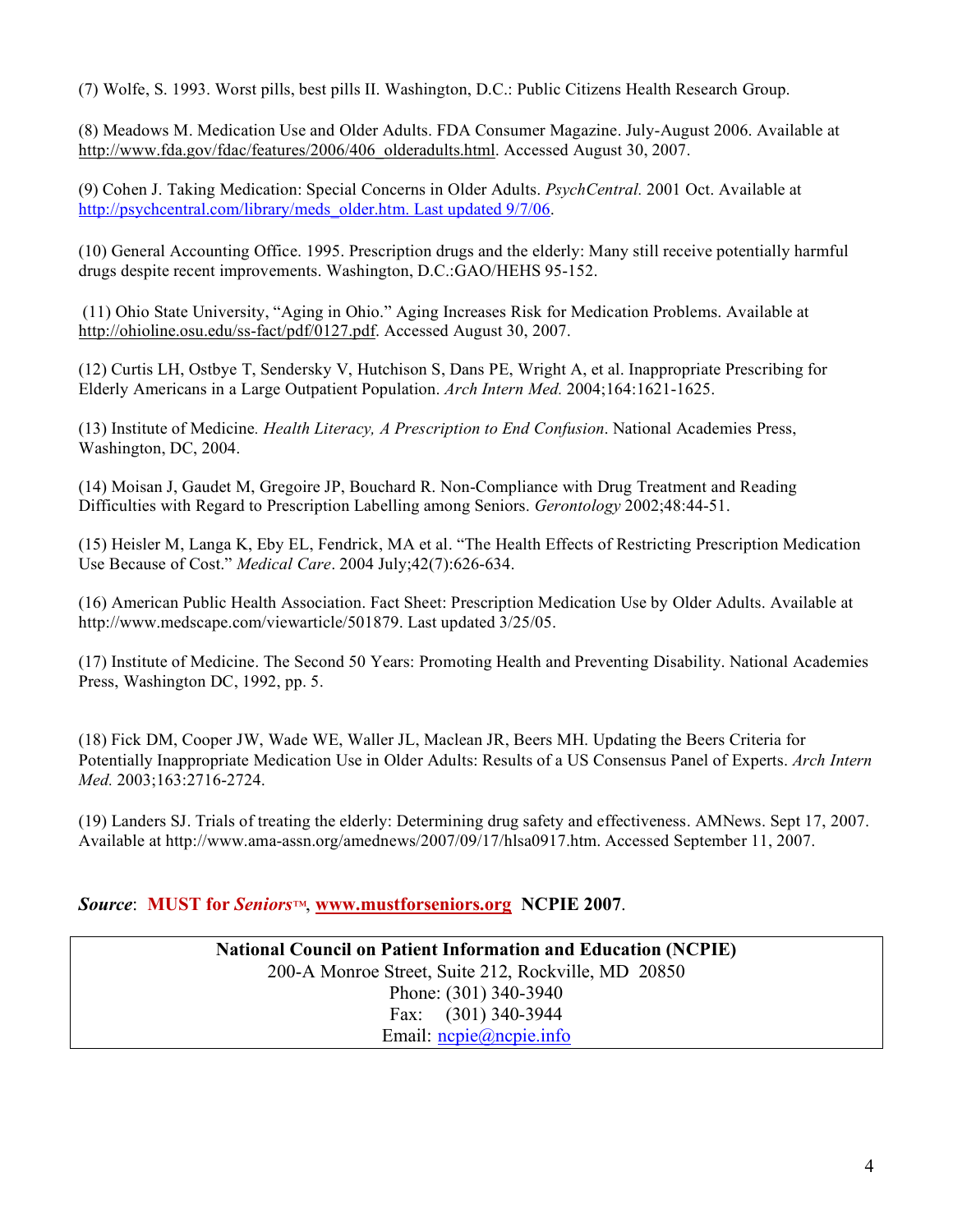(7) Wolfe, S. 1993. Worst pills, best pills II. Washington, D.C.: Public Citizens Health Research Group.

(8) Meadows M. Medication Use and Older Adults. FDA Consumer Magazine. July-August 2006. Available at http://www.fda.gov/fdac/features/2006/406_olderadults.html. Accessed August 30, 2007.

(9) Cohen J. Taking Medication: Special Concerns in Older Adults. *PsychCentral.* 2001 Oct. Available at http://psychcentral.com/library/meds_older.htm. Last updated 9/7/06.

(10) General Accounting Office. 1995. Prescription drugs and the elderly: Many still receive potentially harmful drugs despite recent improvements. Washington, D.C.:GAO/HEHS 95-152.

(11) Ohio State University, "Aging in Ohio." Aging Increases Risk for Medication Problems. Available at http://ohioline.osu.edu/ss-fact/pdf/0127.pdf. Accessed August 30, 2007.

(12) Curtis LH, Ostbye T, Sendersky V, Hutchison S, Dans PE, Wright A, et al. Inappropriate Prescribing for Elderly Americans in a Large Outpatient Population. *Arch Intern Med.* 2004;164:1621-1625.

(13) Institute of Medicine. *Health Literacy, A Prescription to End Confusion*. National Academies Press, Washington, DC, 2004.

(14) Moisan J, Gaudet M, Gregoire JP, Bouchard R. Non-Compliance with Drug Treatment and Reading Difficulties with Regard to Prescription Labelling among Seniors. *Gerontology* 2002;48:44-51.

(15) Heisler M, Langa K, Eby EL, Fendrick, MA et al. "The Health Effects of Restricting Prescription Medication Use Because of Cost." *Medical Care*. 2004 July;42(7):626-634.

(16) American Public Health Association. Fact Sheet: Prescription Medication Use by Older Adults. Available at http://www.medscape.com/viewarticle/501879. Last updated 3/25/05.

(17) Institute of Medicine. The Second 50 Years: Promoting Health and Preventing Disability. National Academies Press, Washington DC, 1992, pp. 5.

(18) Fick DM, Cooper JW, Wade WE, Waller JL, Maclean JR, Beers MH. Updating the Beers Criteria for Potentially Inappropriate Medication Use in Older Adults: Results of a US Consensus Panel of Experts. *Arch Intern Med.* 2003;163:2716-2724.

(19) Landers SJ. Trials of treating the elderly: Determining drug safety and effectiveness. AMNews. Sept 17, 2007. Available at http://www.ama-assn.org/amednews/2007/09/17/hlsa0917.htm. Accessed September 11, 2007.

***Source***: **MUST for *Seniors*™**, **www.mustforseniors.org** **NCPIE 2007**.

**National Council on Patient Information and Education (NCPIE)**
200-A Monroe Street, Suite 212, Rockville, MD 20850
Phone: (301) 340-3940
Fax: (301) 340-3944
Email: ncpie@ncpie.info